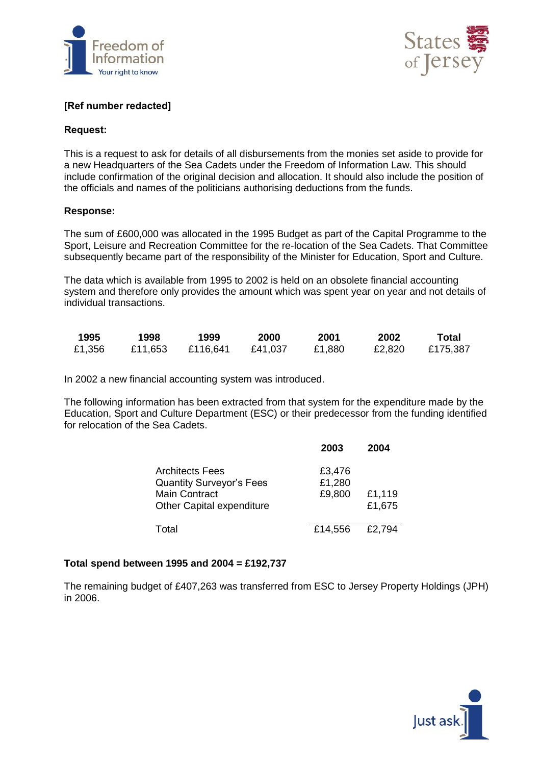**[Ref number redacted]**

**Request:**

This is a request to ask for details of all disbursements from the monies set aside to provide for a new Headquarters of the Sea Cadets under the Freedom of Information Law. This should include confirmation of the original decision and allocation. It should also include the position of the officials and names of the politicians authorising deductions from the funds.

**Response:**

The sum of £600,000 was allocated in the 1995 Budget as part of the Capital Programme to the Sport, Leisure and Recreation Committee for the re-location of the Sea Cadets. That Committee subsequently became part of the responsibility of the Minister for Education, Sport and Culture.

The data which is available from 1995 to 2002 is held on an obsolete financial accounting system and therefore only provides the amount which was spent year on year and not details of individual transactions.

| 1995 | 1998 | 1999 | 2000 | 2001 | 2002 | Total |
|---|---|---|---|---|---|---|
| £1,356 | £11,653 | £116,641 | £41,037 | £1,880 | £2,820 | £175,387 |

In 2002 a new financial accounting system was introduced.

The following information has been extracted from that system for the expenditure made by the Education, Sport and Culture Department (ESC) or their predecessor from the funding identified for relocation of the Sea Cadets.

| | 2003 | 2004 |
|---|---|---|
| Architects Fees | £3,476 | |
| Quantity Surveyor's Fees | £1,280 | |
| Main Contract | £9,800 | £1,119 |
| Other Capital expenditure | | £1,675 |
| Total | £14,556 | £2,794 |

**Total spend between 1995 and 2004 = £192,737**

The remaining budget of £407,263 was transferred from ESC to Jersey Property Holdings (JPH) in 2006.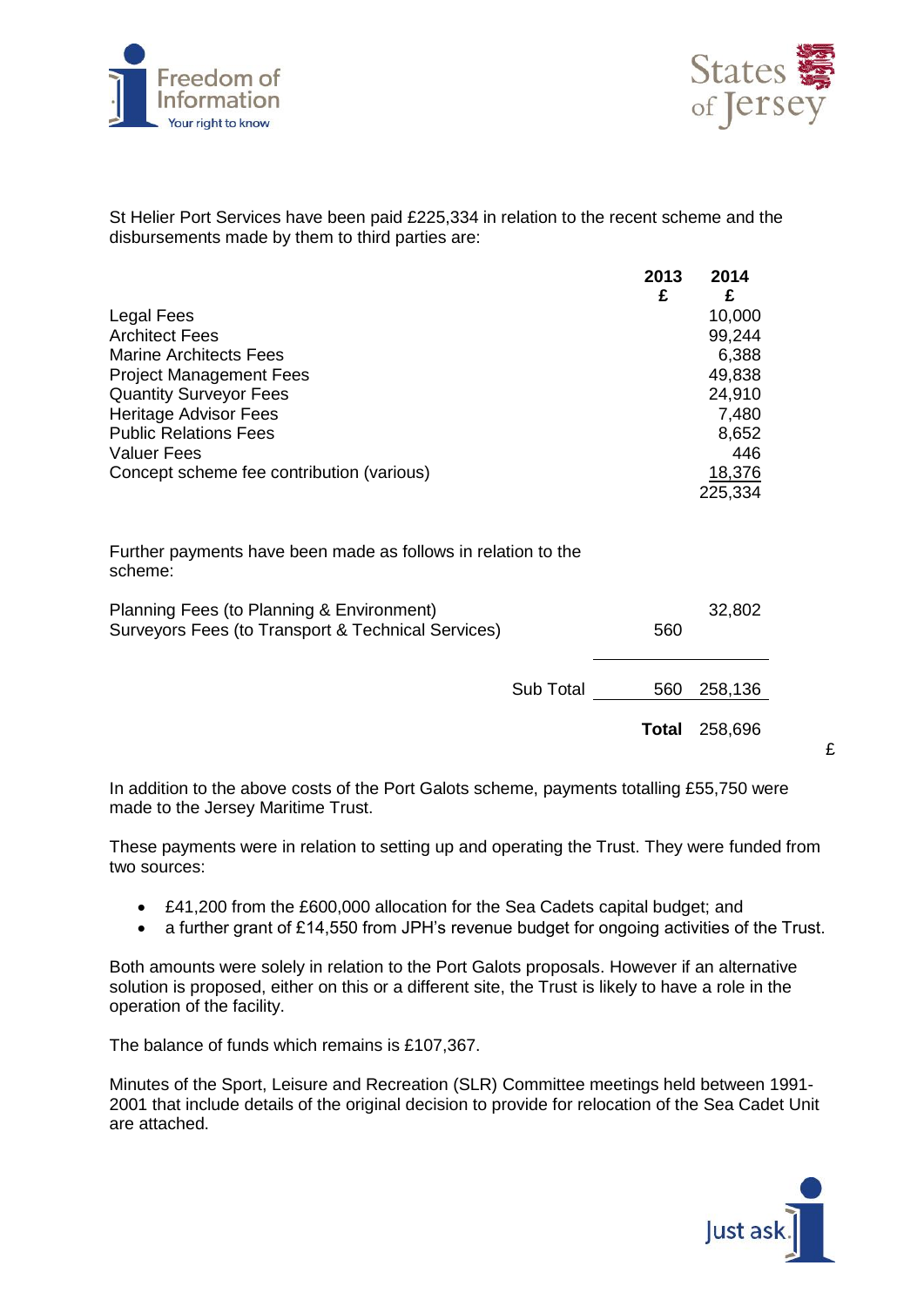St Helier Port Services have been paid £225,334 in relation to the recent scheme and the disbursements made by them to third parties are:

| | 2013 £ | 2014 £ |
|---|---|---|
| Legal Fees | | 10,000 |
| Architect Fees | | 99,244 |
| Marine Architects Fees | | 6,388 |
| Project Management Fees | | 49,838 |
| Quantity Surveyor Fees | | 24,910 |
| Heritage Advisor Fees | | 7,480 |
| Public Relations Fees | | 8,652 |
| Valuer Fees | | 446 |
| Concept scheme fee contribution (various) | | 18,376 |
| | | 225,334 |
| Further payments have been made as follows in relation to the scheme: | | |
| Planning Fees (to Planning & Environment) | | 32,802 |
| Surveyors Fees (to Transport & Technical Services) | 560 | |
| Sub Total | 560 | 258,136 |
| **Total** | 258,696 | |

£

In addition to the above costs of the Port Galots scheme, payments totalling £55,750 were made to the Jersey Maritime Trust.

These payments were in relation to setting up and operating the Trust. They were funded from two sources:

- £41,200 from the £600,000 allocation for the Sea Cadets capital budget; and
- a further grant of £14,550 from JPH's revenue budget for ongoing activities of the Trust.

Both amounts were solely in relation to the Port Galots proposals. However if an alternative solution is proposed, either on this or a different site, the Trust is likely to have a role in the operation of the facility.

The balance of funds which remains is £107,367.

Minutes of the Sport, Leisure and Recreation (SLR) Committee meetings held between 1991-2001 that include details of the original decision to provide for relocation of the Sea Cadet Unit are attached.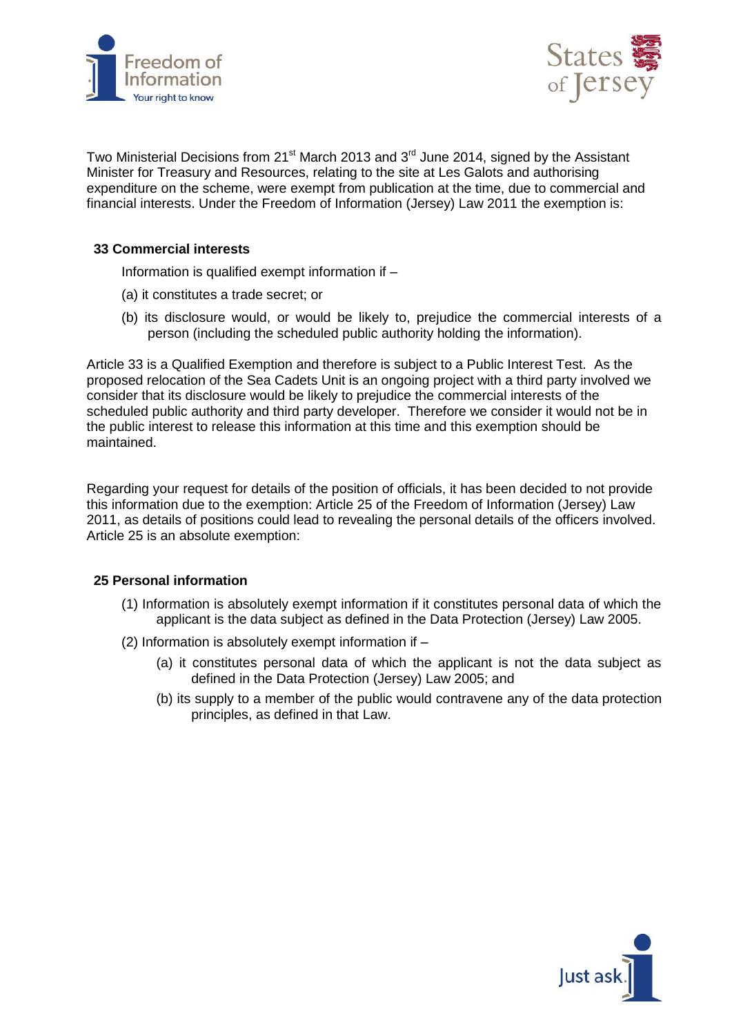Two Ministerial Decisions from 21st March 2013 and 3rd June 2014, signed by the Assistant Minister for Treasury and Resources, relating to the site at Les Galots and authorising expenditure on the scheme, were exempt from publication at the time, due to commercial and financial interests. Under the Freedom of Information (Jersey) Law 2011 the exemption is:

**33 Commercial interests**

Information is qualified exempt information if –

(a) it constitutes a trade secret; or

(b) its disclosure would, or would be likely to, prejudice the commercial interests of a person (including the scheduled public authority holding the information).

Article 33 is a Qualified Exemption and therefore is subject to a Public Interest Test. As the proposed relocation of the Sea Cadets Unit is an ongoing project with a third party involved we consider that its disclosure would be likely to prejudice the commercial interests of the scheduled public authority and third party developer. Therefore we consider it would not be in the public interest to release this information at this time and this exemption should be maintained.

Regarding your request for details of the position of officials, it has been decided to not provide this information due to the exemption: Article 25 of the Freedom of Information (Jersey) Law 2011, as details of positions could lead to revealing the personal details of the officers involved. Article 25 is an absolute exemption:

**25 Personal information**

(1) Information is absolutely exempt information if it constitutes personal data of which the applicant is the data subject as defined in the Data Protection (Jersey) Law 2005.

(2) Information is absolutely exempt information if –

(a) it constitutes personal data of which the applicant is not the data subject as defined in the Data Protection (Jersey) Law 2005; and

(b) its supply to a member of the public would contravene any of the data protection principles, as defined in that Law.